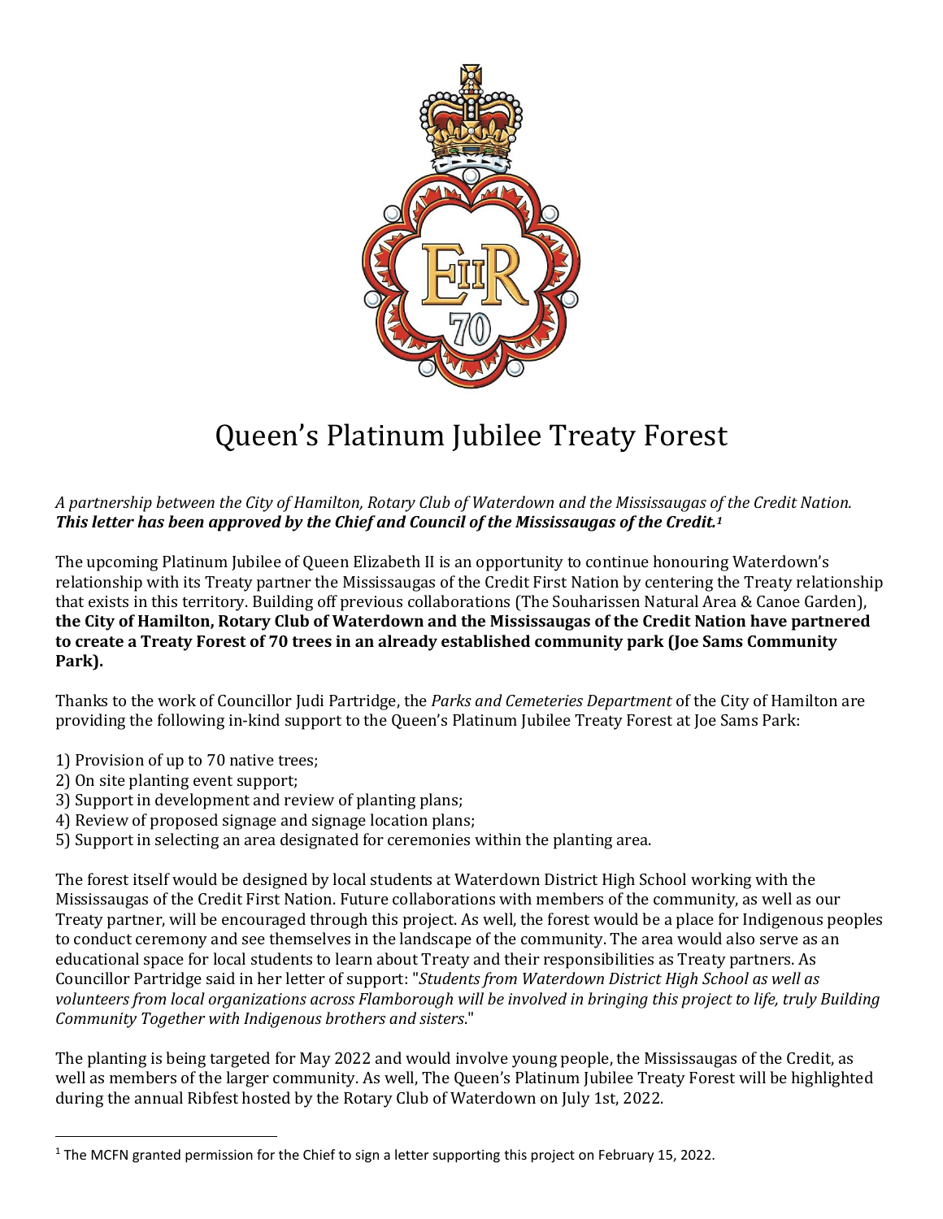# Queen's Platinum Jubilee Treaty Forest

*A partnership between the City of Hamilton, Rotary Club of Waterdown and the Mississaugas of the Credit Nation.*
***This letter has been approved by the Chief and Council of the Mississaugas of the Credit.[1]***

The upcoming Platinum Jubilee of Queen Elizabeth II is an opportunity to continue honouring Waterdown's relationship with its Treaty partner the Mississaugas of the Credit First Nation by centering the Treaty relationship that exists in this territory. Building off previous collaborations (The Souharissen Natural Area & Canoe Garden), **the City of Hamilton, Rotary Club of Waterdown and the Mississaugas of the Credit Nation have partnered to create a Treaty Forest of 70 trees in an already established community park (Joe Sams Community Park).**

Thanks to the work of Councillor Judi Partridge, the *Parks and Cemeteries Department* of the City of Hamilton are providing the following in-kind support to the Queen's Platinum Jubilee Treaty Forest at Joe Sams Park:

1) Provision of up to 70 native trees;
2) On site planting event support;
3) Support in development and review of planting plans;
4) Review of proposed signage and signage location plans;
5) Support in selecting an area designated for ceremonies within the planting area.

The forest itself would be designed by local students at Waterdown District High School working with the Mississaugas of the Credit First Nation. Future collaborations with members of the community, as well as our Treaty partner, will be encouraged through this project. As well, the forest would be a place for Indigenous peoples to conduct ceremony and see themselves in the landscape of the community. The area would also serve as an educational space for local students to learn about Treaty and their responsibilities as Treaty partners. As Councillor Partridge said in her letter of support: "*Students from Waterdown District High School as well as volunteers from local organizations across Flamborough will be involved in bringing this project to life, truly Building Community Together with Indigenous brothers and sisters*."

The planting is being targeted for May 2022 and would involve young people, the Mississaugas of the Credit, as well as members of the larger community. As well, The Queen's Platinum Jubilee Treaty Forest will be highlighted during the annual Ribfest hosted by the Rotary Club of Waterdown on July 1st, 2022.

[1] The MCFN granted permission for the Chief to sign a letter supporting this project on February 15, 2022.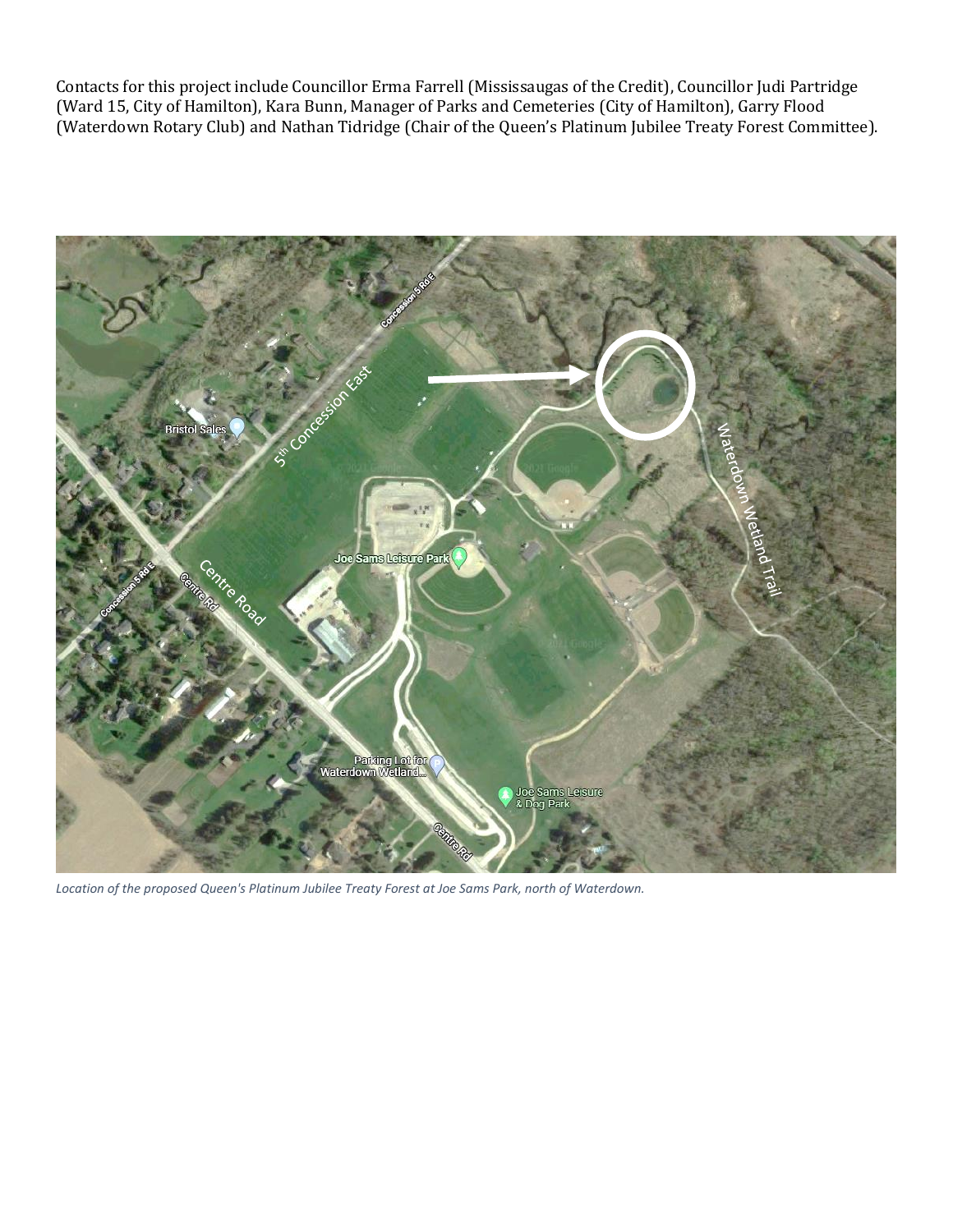Contacts for this project include Councillor Erma Farrell (Mississaugas of the Credit), Councillor Judi Partridge (Ward 15, City of Hamilton), Kara Bunn, Manager of Parks and Cemeteries (City of Hamilton), Garry Flood (Waterdown Rotary Club) and Nathan Tidridge (Chair of the Queen's Platinum Jubilee Treaty Forest Committee).

*Location of the proposed Queen's Platinum Jubilee Treaty Forest at Joe Sams Park, north of Waterdown.*